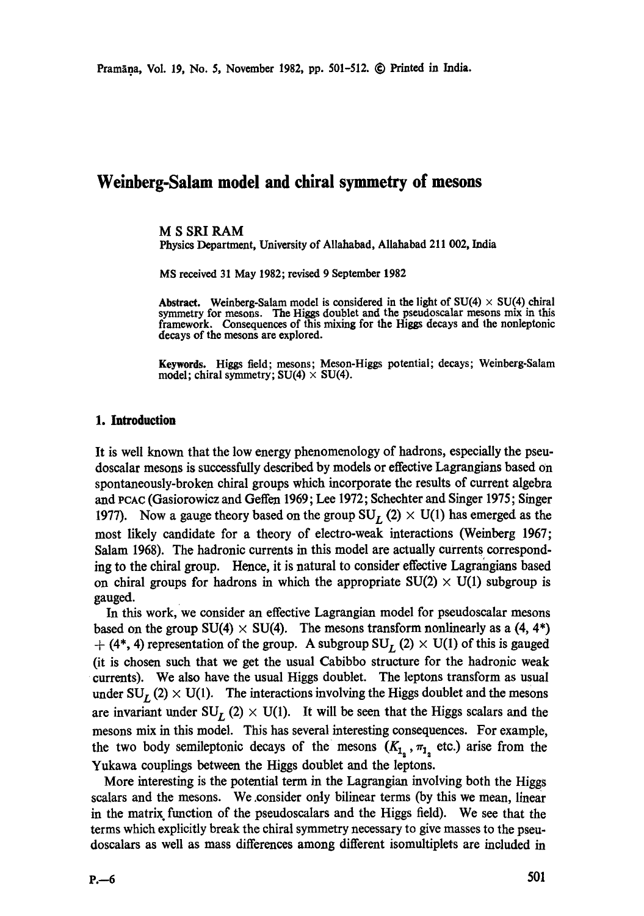# Weinberg-Salam model and chiral symmetry of mesons

M S SRI RAM

Physics Department, University of Allahabad, Allahabad 211 002, India

MS received 31 May 1982; revised 9 September 1982

**Abstract.** Weinberg-Salam model is considered in the light of SU(4) × SU(4) chiral symmetry for mesons. The Higgs doublet and the pseudoscalar mesons mix in this framework. Consequences of this mixing for the Higgs decays and the nonleptonic decays of the mesons are explored.

**Keywords.** Higgs field; mesons; Meson-Higgs potential; decays; Weinberg-Salam model; chiral symmetry; SU(4) × SU(4).

## 1. Introduction

It is well known that the low energy phenomenology of hadrons, especially the pseudoscalar mesons is successfully described by models or effective Lagrangians based on spontaneously-broken chiral groups which incorporate the results of current algebra and PCAC (Gasiorowicz and Geffen 1969; Lee 1972; Schechter and Singer 1975; Singer 1977). Now a gauge theory based on the group $SU_L(2) \times U(1)$ has emerged as the most likely candidate for a theory of electro-weak interactions (Weinberg 1967; Salam 1968). The hadronic currents in this model are actually currents corresponding to the chiral group. Hence, it is natural to consider effective Lagrangians based on chiral groups for hadrons in which the appropriate $SU(2) \times U(1)$ subgroup is gauged.

In this work, we consider an effective Lagrangian model for pseudoscalar mesons based on the group SU(4) × SU(4). The mesons transform nonlinearly as a $(4, 4^*) + (4^*, 4)$ representation of the group. A subgroup $SU_L(2) \times U(1)$ of this is gauged (it is chosen such that we get the usual Cabibbo structure for the hadronic weak currents). We also have the usual Higgs doublet. The leptons transform as usual under $SU_L(2) \times U(1)$. The interactions involving the Higgs doublet and the mesons are invariant under $SU_L(2) \times U(1)$. It will be seen that the Higgs scalars and the mesons mix in this model. This has several interesting consequences. For example, the two body semileptonic decays of the mesons ($K_{1_2}$, $\pi_{1_2}$ etc.) arise from the Yukawa couplings between the Higgs doublet and the leptons.

More interesting is the potential term in the Lagrangian involving both the Higgs scalars and the mesons. We consider only bilinear terms (by this we mean, linear in the matrix function of the pseudoscalars and the Higgs field). We see that the terms which explicitly break the chiral symmetry necessary to give masses to the pseudoscalars as well as mass differences among different isomultiplets are included in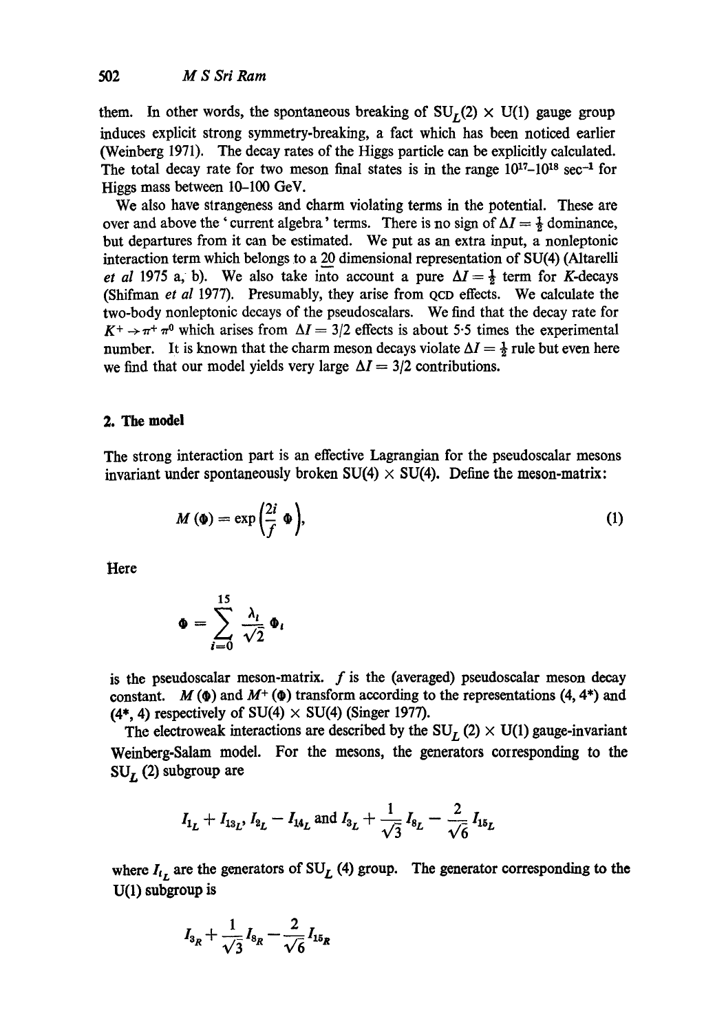them. In other words, the spontaneous breaking of $SU_L(2) \times U(1)$ gauge group induces explicit strong symmetry-breaking, a fact which has been noticed earlier (Weinberg 1971). The decay rates of the Higgs particle can be explicitly calculated. The total decay rate for two meson final states is in the range $10^{17}$–$10^{18}$ sec$^{-1}$ for Higgs mass between 10–100 GeV.

We also have strangeness and charm violating terms in the potential. These are over and above the 'current algebra' terms. There is no sign of $\Delta I = \frac{1}{2}$ dominance, but departures from it can be estimated. We put as an extra input, a nonleptonic interaction term which belongs to a $\underline{20}$ dimensional representation of SU(4) (Altarelli *et al* 1975 a, b). We also take into account a pure $\Delta I = \frac{1}{2}$ term for *K*-decays (Shifman *et al* 1977). Presumably, they arise from QCD effects. We calculate the two-body nonleptonic decays of the pseudoscalars. We find that the decay rate for $K^+ \to \pi^+ \pi^0$ which arises from $\Delta I = 3/2$ effects is about 5·5 times the experimental number. It is known that the charm meson decays violate $\Delta I = \frac{1}{2}$ rule but even here we find that our model yields very large $\Delta I = 3/2$ contributions.

## 2. The model

The strong interaction part is an effective Lagrangian for the pseudoscalar mesons invariant under spontaneously broken $SU(4) \times SU(4)$. Define the meson-matrix:

$$M(\Phi) = \exp\left(\frac{2i}{f}\,\Phi\right), \tag{1}$$

Here

$$\Phi = \sum_{i=0}^{15} \frac{\lambda_i}{\sqrt{2}}\,\Phi_i$$

is the pseudoscalar meson-matrix. $f$ is the (averaged) pseudoscalar meson decay constant. $M(\Phi)$ and $M^+(\Phi)$ transform according to the representations $(4, 4^*)$ and $(4^*, 4)$ respectively of $SU(4) \times SU(4)$ (Singer 1977).

The electroweak interactions are described by the $SU_L(2) \times U(1)$ gauge-invariant Weinberg-Salam model. For the mesons, the generators corresponding to the $SU_L(2)$ subgroup are

$$I_{1_L} + I_{13_L},\ I_{2_L} - I_{14_L} \text{ and } I_{3_L} + \frac{1}{\sqrt{3}} I_{8_L} - \frac{2}{\sqrt{6}} I_{15_L}$$

where $I_{i_L}$ are the generators of $SU_L(4)$ group. The generator corresponding to the U(1) subgroup is

$$I_{3_R} + \frac{1}{\sqrt{3}} I_{8_R} - \frac{2}{\sqrt{6}} I_{15_R}$$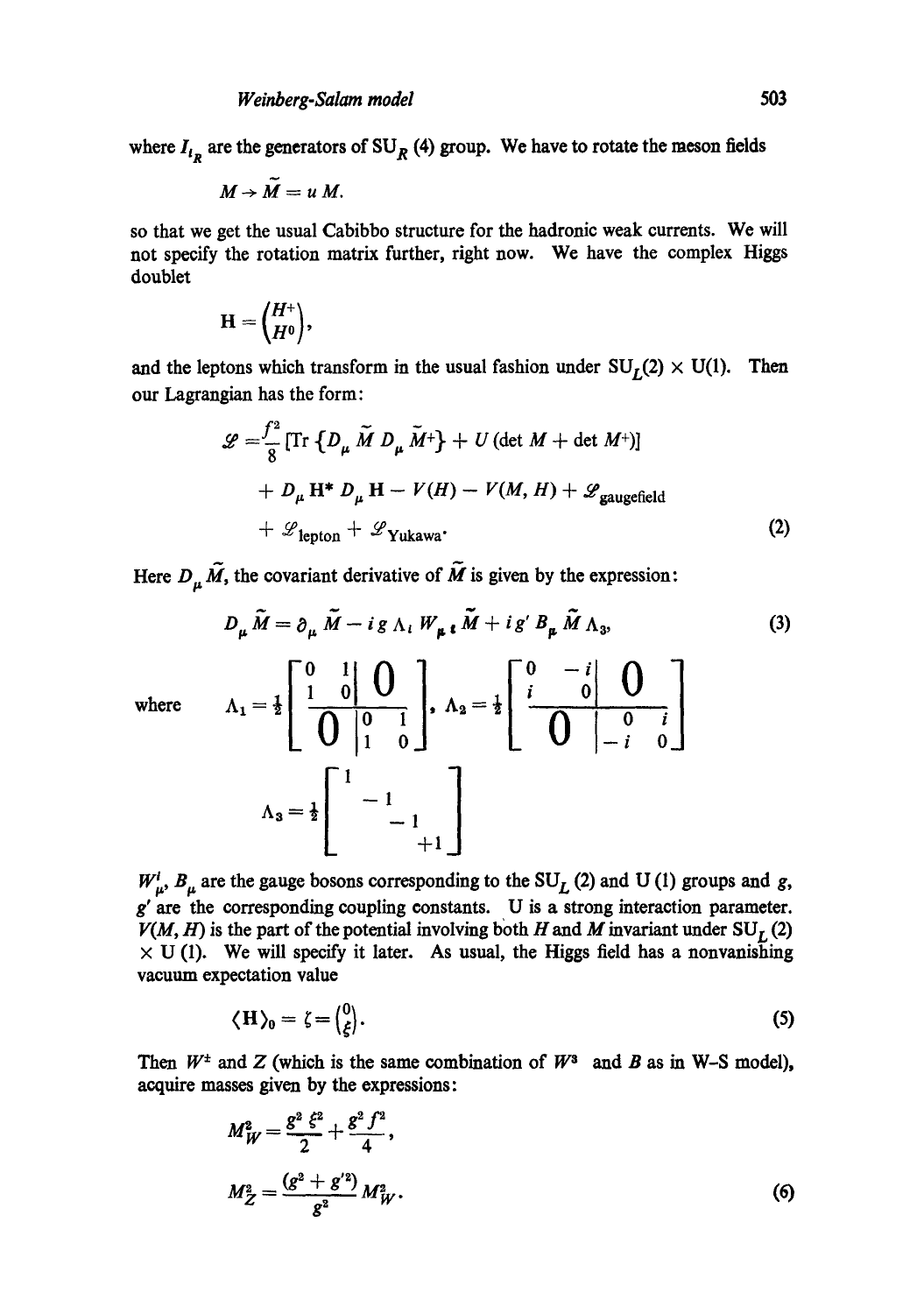where $I_{i_R}$ are the generators of $SU_R(4)$ group. We have to rotate the meson fields

$$M \to \tilde{M} = u\,M.$$

so that we get the usual Cabibbo structure for the hadronic weak currents. We will not specify the rotation matrix further, right now. We have the complex Higgs doublet

$$\mathbf{H} = \begin{pmatrix} H^+ \\ H^0 \end{pmatrix},$$

and the leptons which transform in the usual fashion under $SU_L(2) \times U(1)$. Then our Lagrangian has the form:

$$\begin{aligned}
\mathscr{L} = & \frac{f^2}{8} [\mathrm{Tr}\,\{D_\mu \tilde{M}\, D_\mu \tilde{M}^+\} + U\,(\det M + \det M^+)] \\
& + D_\mu \mathbf{H}^*\, D_\mu \mathbf{H} - V(H) - V(M, H) + \mathscr{L}_{\text{gaugefield}} \\
& + \mathscr{L}_{\text{lepton}} + \mathscr{L}_{\text{Yukawa}}.
\end{aligned} \tag{2}$$

Here $D_\mu \tilde{M}$, the covariant derivative of $\tilde{M}$ is given by the expression:

$$D_\mu \tilde{M} = \partial_\mu \tilde{M} - i\,g\,\Lambda_i\,W_{\mu\,i}\,\tilde{M} + i\,g'\,B_\mu\,\tilde{M}\,\Lambda_3, \tag{3}$$

where

$$\Lambda_1 = \frac{1}{2}\begin{bmatrix} \begin{matrix} 0 & 1 \\ 1 & 0 \end{matrix} & 0 \\ 0 & \begin{matrix} 0 & 1 \\ 1 & 0 \end{matrix} \end{bmatrix}, \quad \Lambda_2 = \frac{1}{2}\begin{bmatrix} \begin{matrix} 0 & -i \\ i & 0 \end{matrix} & 0 \\ 0 & \begin{matrix} 0 & i \\ -i & 0 \end{matrix} \end{bmatrix}$$

$$\Lambda_3 = \frac{1}{2}\begin{bmatrix} 1 & & & \\ & -1 & & \\ & & -1 & \\ & & & +1 \end{bmatrix}$$

$W^i_\mu$, $B_\mu$ are the gauge bosons corresponding to the $SU_L(2)$ and $U(1)$ groups and $g$, $g'$ are the corresponding coupling constants. U is a strong interaction parameter. $V(M, H)$ is the part of the potential involving both $H$ and $M$ invariant under $SU_L(2) \times U(1)$. We will specify it later. As usual, the Higgs field has a nonvanishing vacuum expectation value

$$\langle \mathbf{H} \rangle_0 = \zeta = \begin{pmatrix} 0 \\ \xi \end{pmatrix}. \tag{5}$$

Then $W^\pm$ and $Z$ (which is the same combination of $W^3$ and $B$ as in W–S model), acquire masses given by the expressions:

$$\begin{aligned}
M_W^2 &= \frac{g^2\,\xi^2}{2} + \frac{g^2 f^2}{4}, \\
M_Z^2 &= \frac{(g^2 + g'^2)}{g^2} M_W^2.
\end{aligned} \tag{6}$$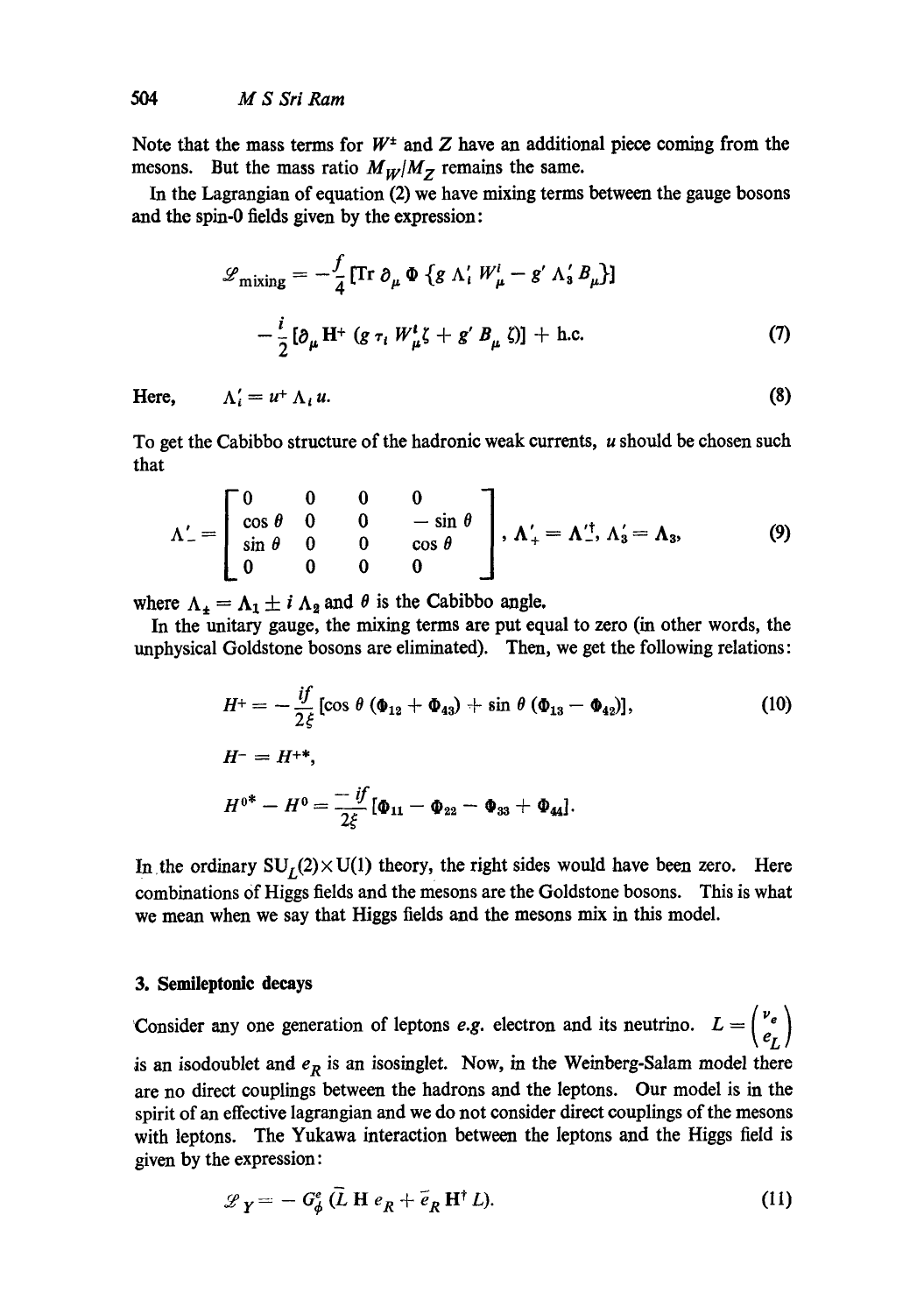Note that the mass terms for $W^{\pm}$ and $Z$ have an additional piece coming from the mesons. But the mass ratio $M_W/M_Z$ remains the same.

In the Lagrangian of equation (2) we have mixing terms between the gauge bosons and the spin-0 fields given by the expression:

$$\mathscr{L}_{\text{mixing}} = -\frac{f}{4}[\text{Tr}\, \partial_\mu \Phi \{g\, \Lambda_i' W_\mu^i - g' \Lambda_3' B_\mu\}]$$
$$-\frac{i}{2}[\partial_\mu \text{H}^+ (g\, \tau_i W_\mu^i \zeta + g' B_\mu \zeta)] + \text{h.c.} \tag{7}$$

Here, $\quad \Lambda_i' = u^+ \Lambda_i u. \tag{8}$

To get the Cabibbo structure of the hadronic weak currents, $u$ should be chosen such that

$$\Lambda_-' = \begin{bmatrix} 0 & 0 & 0 & 0 \\ \cos\theta & 0 & 0 & -\sin\theta \\ \sin\theta & 0 & 0 & \cos\theta \\ 0 & 0 & 0 & 0 \end{bmatrix}, \; \Lambda_+' = \Lambda_-'^{\dagger}, \; \Lambda_3' = \Lambda_3, \tag{9}$$

where $\Lambda_\pm = \Lambda_1 \pm i\,\Lambda_2$ and $\theta$ is the Cabibbo angle.

In the unitary gauge, the mixing terms are put equal to zero (in other words, the unphysical Goldstone bosons are eliminated). Then, we get the following relations:

$$H^+ = -\frac{if}{2\xi}[\cos\theta\,(\Phi_{12} + \Phi_{43}) + \sin\theta\,(\Phi_{13} - \Phi_{42})], \tag{10}$$

$$H^- = H^{+*},$$

$$H^{0*} - H^0 = \frac{-if}{2\xi}[\Phi_{11} - \Phi_{22} - \Phi_{33} + \Phi_{44}].$$

In the ordinary $\text{SU}_L(2) \times \text{U}(1)$ theory, the right sides would have been zero. Here combinations of Higgs fields and the mesons are the Goldstone bosons. This is what we mean when we say that Higgs fields and the mesons mix in this model.

## 3. Semileptonic decays

Consider any one generation of leptons *e.g.* electron and its neutrino. $L = \begin{pmatrix} \nu_e \\ e_L \end{pmatrix}$ is an isodoublet and $e_R$ is an isosinglet. Now, in the Weinberg-Salam model there are no direct couplings between the hadrons and the leptons. Our model is in the spirit of an effective lagrangian and we do not consider direct couplings of the mesons with leptons. The Yukawa interaction between the leptons and the Higgs field is given by the expression:

$$\mathscr{L}_Y = -G_\phi^e\,(\bar{L}\,\text{H}\,e_R + \bar{e}_R\,\text{H}^\dagger L). \tag{11}$$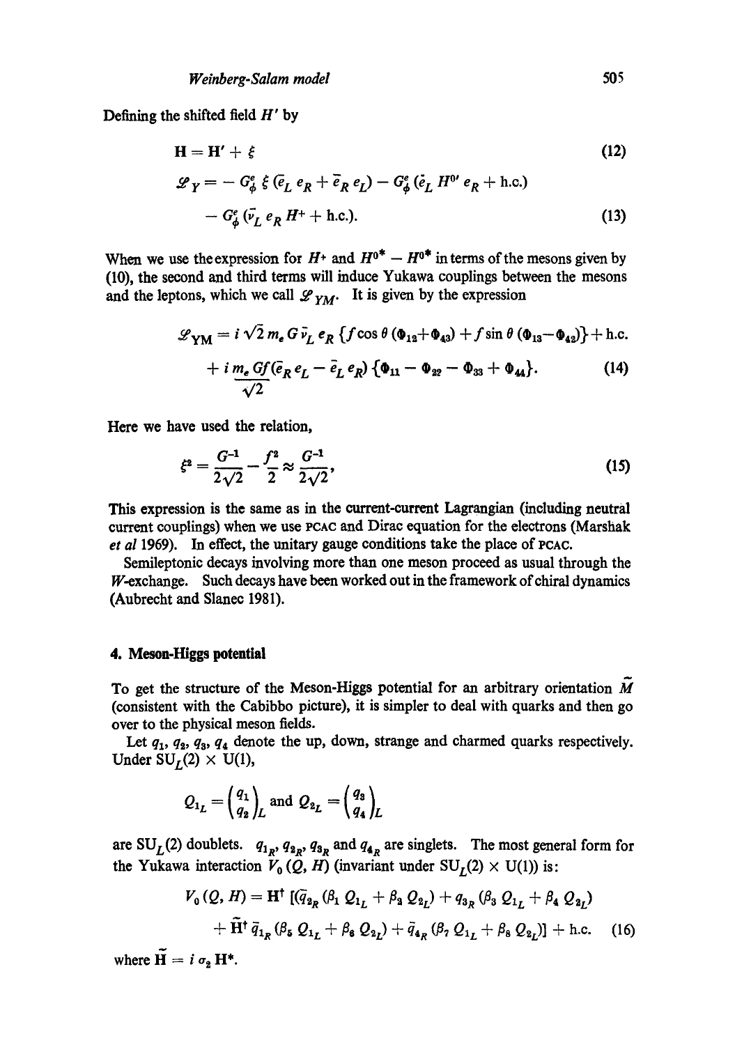Defining the shifted field $H'$ by

$$\mathbf{H} = \mathbf{H}' + \xi \tag{12}$$

$$\mathscr{L}_Y = - G_\phi^e \, \xi \, (\bar{e}_L \, e_R + \bar{e}_R \, e_L) - G_\phi^e \, (\bar{e}_L \, H^{0\prime} \, e_R + \text{h.c.}) - G_\phi^e \, (\bar{\nu}_L \, e_R \, H^+ + \text{h.c.}). \tag{13}$$

When we use the expression for $H^+$ and $H^{0*} - H^{0*}$ in terms of the mesons given by (10), the second and third terms will induce Yukawa couplings between the mesons and the leptons, which we call $\mathscr{L}_{YM}$. It is given by the expression

$$\mathscr{L}_{\text{YM}} = i \sqrt{2} \, m_e \, G \, \bar{\nu}_L \, e_R \, \{ f \cos \theta \, (\Phi_{12} + \Phi_{43}) + f \sin \theta \, (\Phi_{13} - \Phi_{42}) \} + \text{h.c.} + i \, \frac{m_e \, G f}{\sqrt{2}} (\bar{e}_R \, e_L - \bar{e}_L \, e_R) \, \{ \Phi_{11} - \Phi_{22} - \Phi_{33} + \Phi_{44} \}. \tag{14}$$

Here we have used the relation,

$$\xi^2 = \frac{G^{-1}}{2\sqrt{2}} - \frac{f^2}{2} \approx \frac{G^{-1}}{2\sqrt{2}}, \tag{15}$$

This expression is the same as in the current-current Lagrangian (including neutral current couplings) when we use PCAC and Dirac equation for the electrons (Marshak *et al* 1969). In effect, the unitary gauge conditions take the place of PCAC.

Semileptonic decays involving more than one meson proceed as usual through the $W$-exchange. Such decays have been worked out in the framework of chiral dynamics (Aubrecht and Slanec 1981).

## 4. Meson-Higgs potential

To get the structure of the Meson-Higgs potential for an arbitrary orientation $\tilde{M}$ (consistent with the Cabibbo picture), it is simpler to deal with quarks and then go over to the physical meson fields.

Let $q_1$, $q_2$, $q_3$, $q_4$ denote the up, down, strange and charmed quarks respectively. Under $SU_L(2) \times U(1)$,

$$Q_{1_L} = \begin{pmatrix} q_1 \\ q_2 \end{pmatrix}_L \text{ and } Q_{2_L} = \begin{pmatrix} q_3 \\ q_4 \end{pmatrix}_L$$

are $SU_L(2)$ doublets. $q_{1_R}$, $q_{2_R}$, $q_{3_R}$ and $q_{4_R}$ are singlets. The most general form for the Yukawa interaction $V_0 \, (Q, H)$ (invariant under $SU_L(2) \times U(1)$) is:

$$V_0 \, (Q, H) = \mathbf{H}^\dagger \, [(\bar{q}_{2_R} \, (\beta_1 \, Q_{1_L} + \beta_2 \, Q_{2_L}) + q_{3_R} \, (\beta_3 \, Q_{1_L} + \beta_4 \, Q_{2_L}) + \tilde{\mathbf{H}}^\dagger \, \bar{q}_{1_R} \, (\beta_5 \, Q_{1_L} + \beta_6 \, Q_{2_L}) + \bar{q}_{4_R} \, (\beta_7 \, Q_{1_L} + \beta_8 \, Q_{2_L})] + \text{h.c.} \tag{16}$$

where $\tilde{\mathbf{H}} = i \, \sigma_2 \, \mathbf{H}^*$.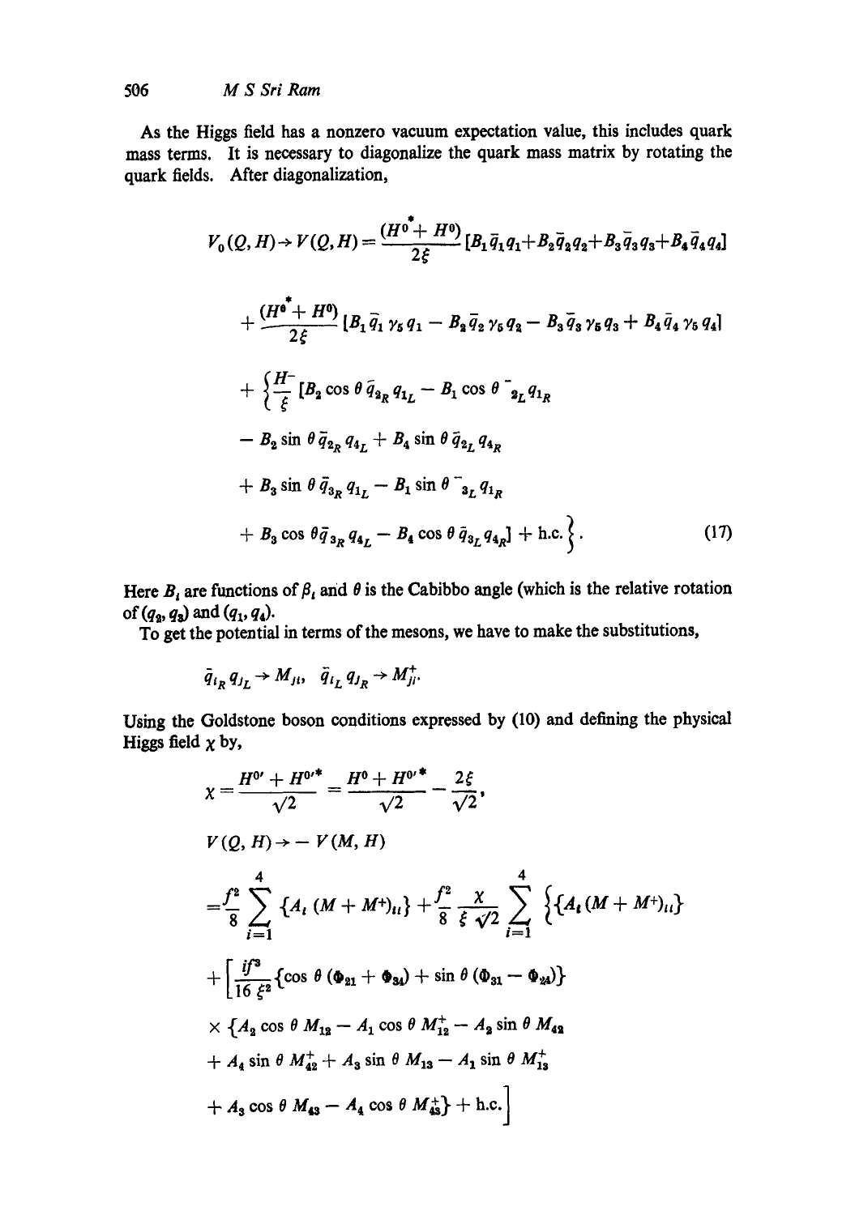As the Higgs field has a nonzero vacuum expectation value, this includes quark mass terms. It is necessary to diagonalize the quark mass matrix by rotating the quark fields. After diagonalization,

$$
\begin{aligned}
V_0(Q,H) \to V(Q,H) = {} & \frac{(H^{0*}+H^0)}{2\xi}\left[B_1\bar{q}_1 q_1 + B_2\bar{q}_2 q_2 + B_3\bar{q}_3 q_3 + B_4\bar{q}_4 q_4\right] \\
& + \frac{(H^{0*}+H^0)}{2\xi}\left[B_1\bar{q}_1\gamma_5 q_1 - B_2\bar{q}_2\gamma_5 q_2 - B_3\bar{q}_3\gamma_5 q_3 + B_4\bar{q}_4\gamma_5 q_4\right] \\
& + \Big\{\frac{H^-}{\xi}\big[B_2\cos\theta\,\bar{q}_{2_R}q_{1_L} - B_1\cos\theta\,\bar{q}_{2_L}q_{1_R} \\
& - B_2\sin\theta\,\bar{q}_{2_R}q_{4_L} + B_4\sin\theta\,\bar{q}_{2_L}q_{4_R} \\
& + B_3\sin\theta\,\bar{q}_{3_R}q_{1_L} - B_1\sin\theta\,\bar{q}_{3_L}q_{1_R} \\
& + B_3\cos\theta\,\bar{q}_{3_R}q_{4_L} - B_4\cos\theta\,\bar{q}_{3_L}q_{4_R}\big] + \text{h.c.}\Big\}. \qquad (17)
\end{aligned}
$$

Here $B_i$ are functions of $\beta_i$ and $\theta$ is the Cabibbo angle (which is the relative rotation of $(q_2, q_3)$ and $(q_1, q_4)$.

To get the potential in terms of the mesons, we have to make the substitutions,

$$
\bar{q}_{i_R}q_{j_L} \to M_{ji}, \quad \bar{q}_{i_L}q_{j_R} \to M^+_{ji}.
$$

Using the Goldstone boson conditions expressed by (10) and defining the physical Higgs field $\chi$ by,

$$
\chi = \frac{H^{0\prime}+H^{0\prime *}}{\sqrt{2}} = \frac{H^0+H^{0\prime *}}{\sqrt{2}} - \frac{2\xi}{\sqrt{2}},
$$

$$
\begin{aligned}
V(Q,H) \to & - V(M,H) \\
= & \frac{f^2}{8}\sum_{i=1}^{4}\{A_i(M+M^+)_{ii}\} + \frac{f^2}{8}\frac{\chi}{\xi\sqrt{2}}\sum_{i=1}^{4}\Big\{\{A_i(M+M^+)_{ii}\} \\
& + \Big[\frac{if^3}{16\xi^2}\{\cos\theta(\Phi_{21}+\Phi_{34}) + \sin\theta(\Phi_{31}-\Phi_{24})\} \\
& \times\{A_2\cos\theta\,M_{12} - A_1\cos\theta\,M^+_{12} - A_2\sin\theta\,M_{42} \\
& + A_4\sin\theta\,M^+_{42} + A_3\sin\theta\,M_{13} - A_1\sin\theta\,M^+_{13} \\
& + A_3\cos\theta\,M_{43} - A_4\cos\theta\,M^+_{43}\} + \text{h.c.}\Big]
\end{aligned}
$$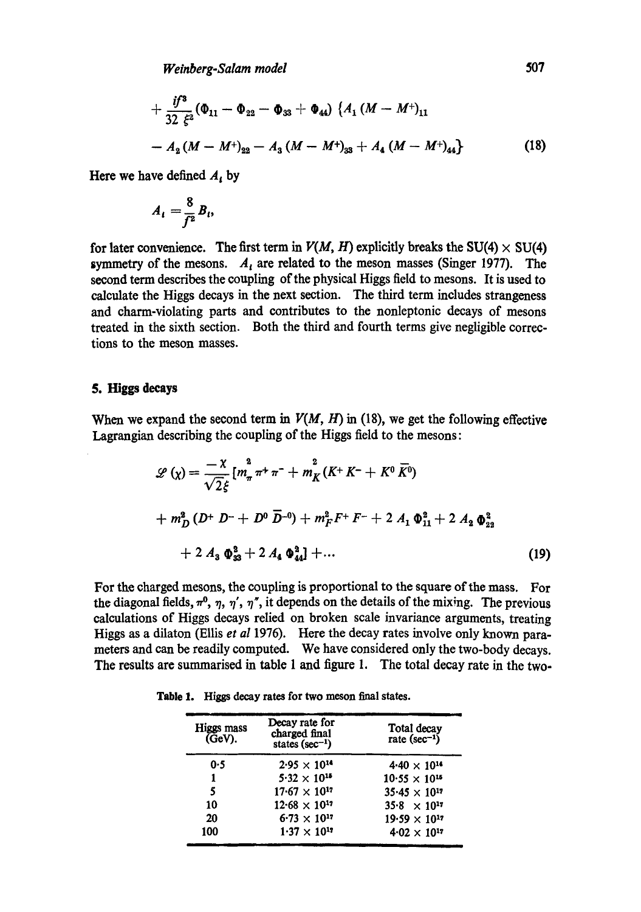$$+ \frac{if^3}{32\,\xi^2}(\Phi_{11} - \Phi_{22} - \Phi_{33} + \Phi_{44})\,\{A_1\,(M - M^+)_{11}$$

$$- A_2\,(M - M^+)_{22} - A_3\,(M - M^+)_{33} + A_4\,(M - M^+)_{44}\} \tag{18}$$

Here we have defined $A_i$ by

$$A_i = \frac{8}{f^2} B_i,$$

for later convenience. The first term in $V(M, H)$ explicitly breaks the SU(4) × SU(4) symmetry of the mesons. $A_i$ are related to the meson masses (Singer 1977). The second term describes the coupling of the physical Higgs field to mesons. It is used to calculate the Higgs decays in the next section. The third term includes strangeness and charm-violating parts and contributes to the nonleptonic decays of mesons treated in the sixth section. Both the third and fourth terms give negligible corrections to the meson masses.

## 5. Higgs decays

When we expand the second term in $V(M, H)$ in (18), we get the following effective Lagrangian describing the coupling of the Higgs field to the mesons:

$$\mathscr{L}(\chi) = \frac{-\chi}{\sqrt{2}\xi}\,[m_\pi^2\,\pi^+\pi^- + m_K^2\,(K^+K^- + K^0\,\bar{K}^0)$$

$$+ m_D^2\,(D^+\,D^- + D^0\,\bar{D}^{-0}) + m_F^2 F^+ F^- + 2\,A_1\,\Phi_{11}^2 + 2\,A_2\,\Phi_{22}^2$$

$$+ 2\,A_3\,\Phi_{33}^2 + 2\,A_4\,\Phi_{44}^2] + \ldots \tag{19}$$

For the charged mesons, the coupling is proportional to the square of the mass. For the diagonal fields, $\pi^0$, $\eta$, $\eta'$, $\eta''$, it depends on the details of the mixing. The previous calculations of Higgs decays relied on broken scale invariance arguments, treating Higgs as a dilaton (Ellis *et al* 1976). Here the decay rates involve only known parameters and can be readily computed. We have considered only the two-body decays. The results are summarised in table 1 and figure 1. The total decay rate in the two-

**Table 1.** Higgs decay rates for two meson final states.

| Higgs mass (GeV). | Decay rate for charged final states (sec$^{-1}$) | Total decay rate (sec$^{-1}$) |
|---|---|---|
| 0·5 | $2{\cdot}95 \times 10^{14}$ | $4{\cdot}40 \times 10^{14}$ |
| 1 | $5{\cdot}32 \times 10^{15}$ | $10{\cdot}55 \times 10^{15}$ |
| 5 | $17{\cdot}67 \times 10^{17}$ | $35{\cdot}45 \times 10^{17}$ |
| 10 | $12{\cdot}68 \times 10^{17}$ | $35{\cdot}8 \times 10^{17}$ |
| 20 | $6{\cdot}73 \times 10^{17}$ | $19{\cdot}59 \times 10^{17}$ |
| 100 | $1{\cdot}37 \times 10^{17}$ | $4{\cdot}02 \times 10^{17}$ |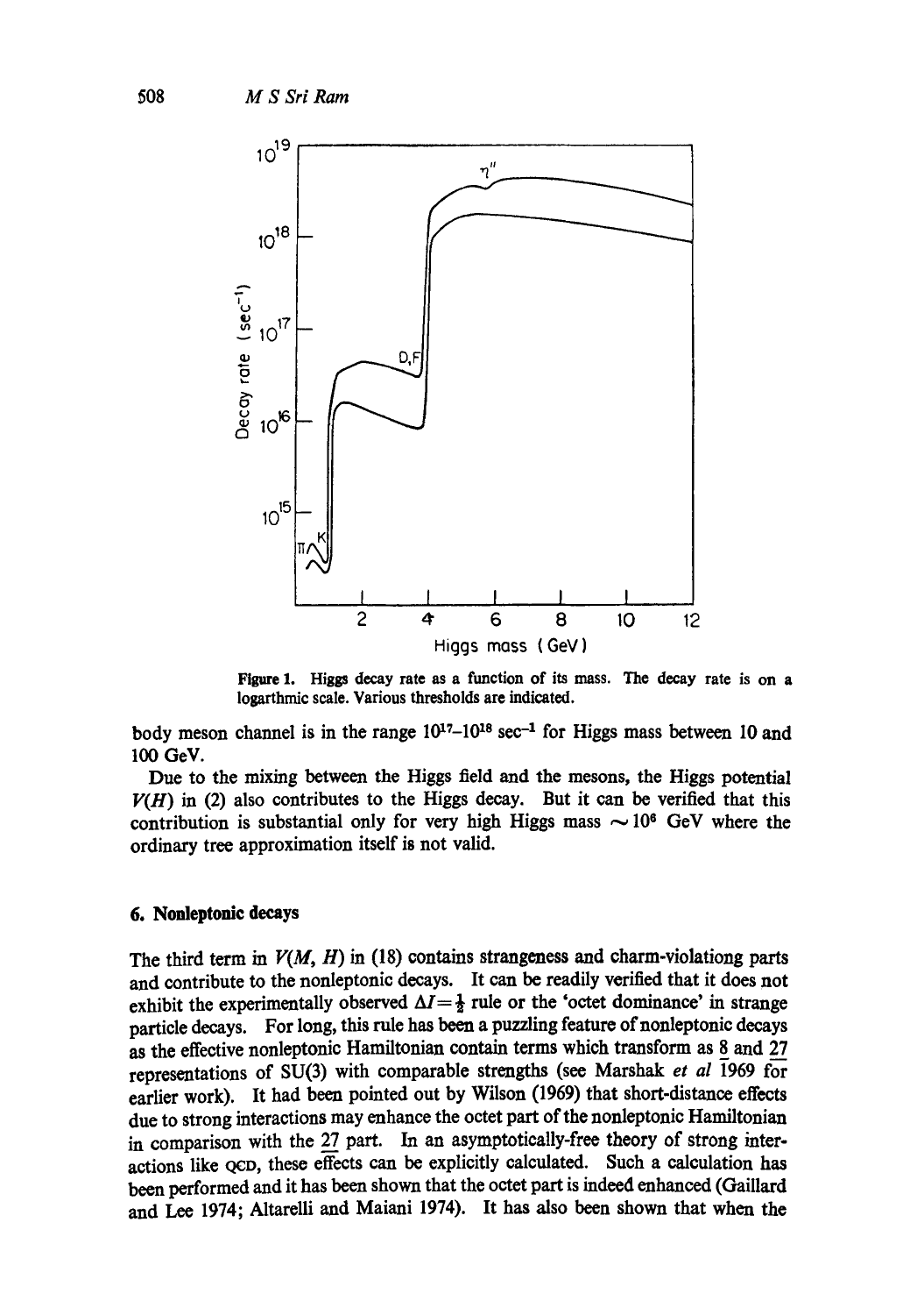Figure 1. Higgs decay rate as a function of its mass. The decay rate is on a logarithmic scale. Various thresholds are indicated.

body meson channel is in the range $10^{17}$–$10^{18}$ sec$^{-1}$ for Higgs mass between 10 and 100 GeV.

Due to the mixing between the Higgs field and the mesons, the Higgs potential $V(H)$ in (2) also contributes to the Higgs decay. But it can be verified that this contribution is substantial only for very high Higgs mass $\sim 10^6$ GeV where the ordinary tree approximation itself is not valid.

## 6. Nonleptonic decays

The third term in $V(M, H)$ in (18) contains strangeness and charm-violationg parts and contribute to the nonleptonic decays. It can be readily verified that it does not exhibit the experimentally observed $\Delta I = \frac{1}{2}$ rule or the 'octet dominance' in strange particle decays. For long, this rule has been a puzzling feature of nonleptonic decays as the effective nonleptonic Hamiltonian contain terms which transform as $\underline{8}$ and $\underline{27}$ representations of SU(3) with comparable strengths (see Marshak *et al* 1969 for earlier work). It had been pointed out by Wilson (1969) that short-distance effects due to strong interactions may enhance the octet part of the nonleptonic Hamiltonian in comparison with the $\underline{27}$ part. In an asymptotically-free theory of strong interactions like QCD, these effects can be explicitly calculated. Such a calculation has been performed and it has been shown that the octet part is indeed enhanced (Gaillard and Lee 1974; Altarelli and Maiani 1974). It has also been shown that when the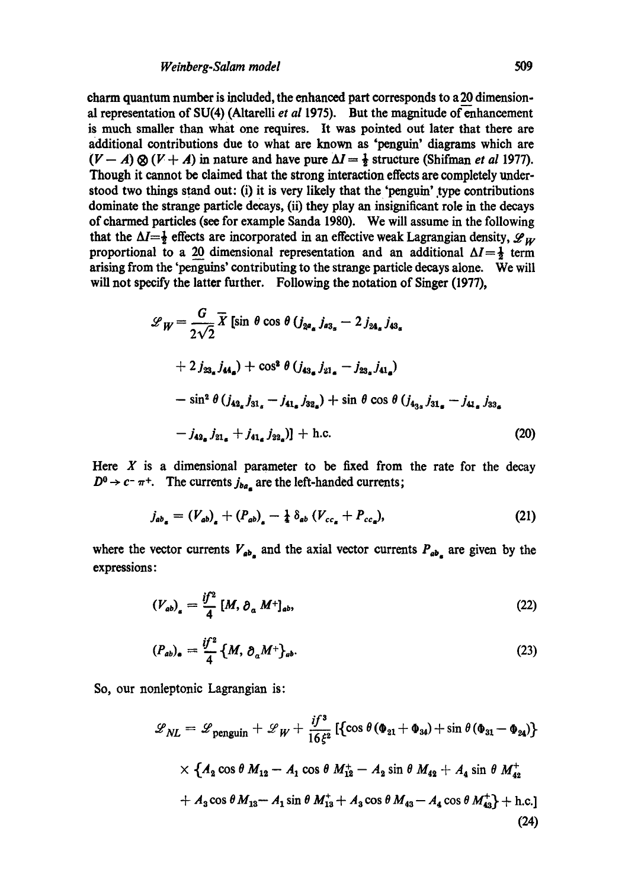charm quantum number is included, the enhanced part corresponds to a $\underline{20}$ dimensional representation of SU(4) (Altarelli *et al* 1975). But the magnitude of enhancement is much smaller than what one requires. It was pointed out later that there are additional contributions due to what are known as 'penguin' diagrams which are $(V-A)\otimes(V+A)$ in nature and have pure $\Delta I=\frac{1}{2}$ structure (Shifman *et al* 1977). Though it cannot be claimed that the strong interaction effects are completely understood two things stand out: (i) it is very likely that the 'penguin' type contributions dominate the strange particle decays, (ii) they play an insignificant role in the decays of charmed particles (see for example Sanda 1980). We will assume in the following that the $\Delta I=\frac{1}{2}$ effects are incorporated in an effective weak Lagrangian density, $\mathscr{L}_W$ proportional to a $\underline{20}$ dimensional representation and an additional $\Delta I=\frac{1}{2}$ term arising from the 'penguins' contributing to the strange particle decays alone. We will will not specify the latter further. Following the notation of Singer (1977),

$$
\begin{aligned}
\mathscr{L}_W = \frac{G}{2\sqrt{2}}\,\overline{X}\,[&\sin\theta\cos\theta\,(j_{2a_a}\,j_{a3_a} - 2\,j_{24_a}\,j_{43_a} \\
&+ 2\,j_{23_a}\,j_{44_a}) + \cos^2\theta\,(j_{43_a}\,j_{21_a} - j_{23_a}\,j_{41_a}) \\
&- \sin^2\theta\,(j_{42_a}\,j_{31_a} - j_{41_a}\,j_{32_a}) + \sin\theta\cos\theta\,(j_{43_a}\,j_{31_a} - j_{41_a}\,j_{33_a} \\
&- j_{42_a}\,j_{21_a} + j_{41_a}\,j_{22_a})] + \text{h.c.}
\end{aligned} \tag{20}
$$

Here $X$ is a dimensional parameter to be fixed from the rate for the decay $D^0 \to c^- \pi^+$. The currents $j_{ba_a}$ are the left-handed currents;

$$
j_{ab_a} = (V_{ab})_a + (P_{ab})_a - \tfrac{1}{4}\,\delta_{ab}\,(V_{cc_a} + P_{cc_a}), \tag{21}
$$

where the vector currents $V_{ab_a}$ and the axial vector currents $P_{ab_a}$ are given by the expressions:

$$
(V_{ab})_a = \frac{if^2}{4}\,[M, \partial_a M^+]_{ab}, \tag{22}
$$

$$
(P_{ab})_a = \frac{if^2}{4}\,\{M, \partial_a M^+\}_{ab}. \tag{23}
$$

So, our nonleptonic Lagrangian is:

$$
\begin{aligned}
\mathscr{L}_{NL} = \mathscr{L}_{\text{penguin}} + \mathscr{L}_W + \frac{if^3}{16\xi^2}\,[&\{\cos\theta\,(\Phi_{21}+\Phi_{34}) + \sin\theta\,(\Phi_{31}-\Phi_{24})\} \\
\times\,\{&A_2\cos\theta\,M_{12} - A_1\cos\theta\,M_{12}^+ - A_2\sin\theta\,M_{42} + A_4\sin\theta\,M_{42}^+ \\
&+ A_3\cos\theta\,M_{13} - A_1\sin\theta\,M_{13}^+ + A_3\cos\theta\,M_{43} - A_4\cos\theta\,M_{43}^+\} + \text{h.c.}]
\end{aligned} \tag{24}
$$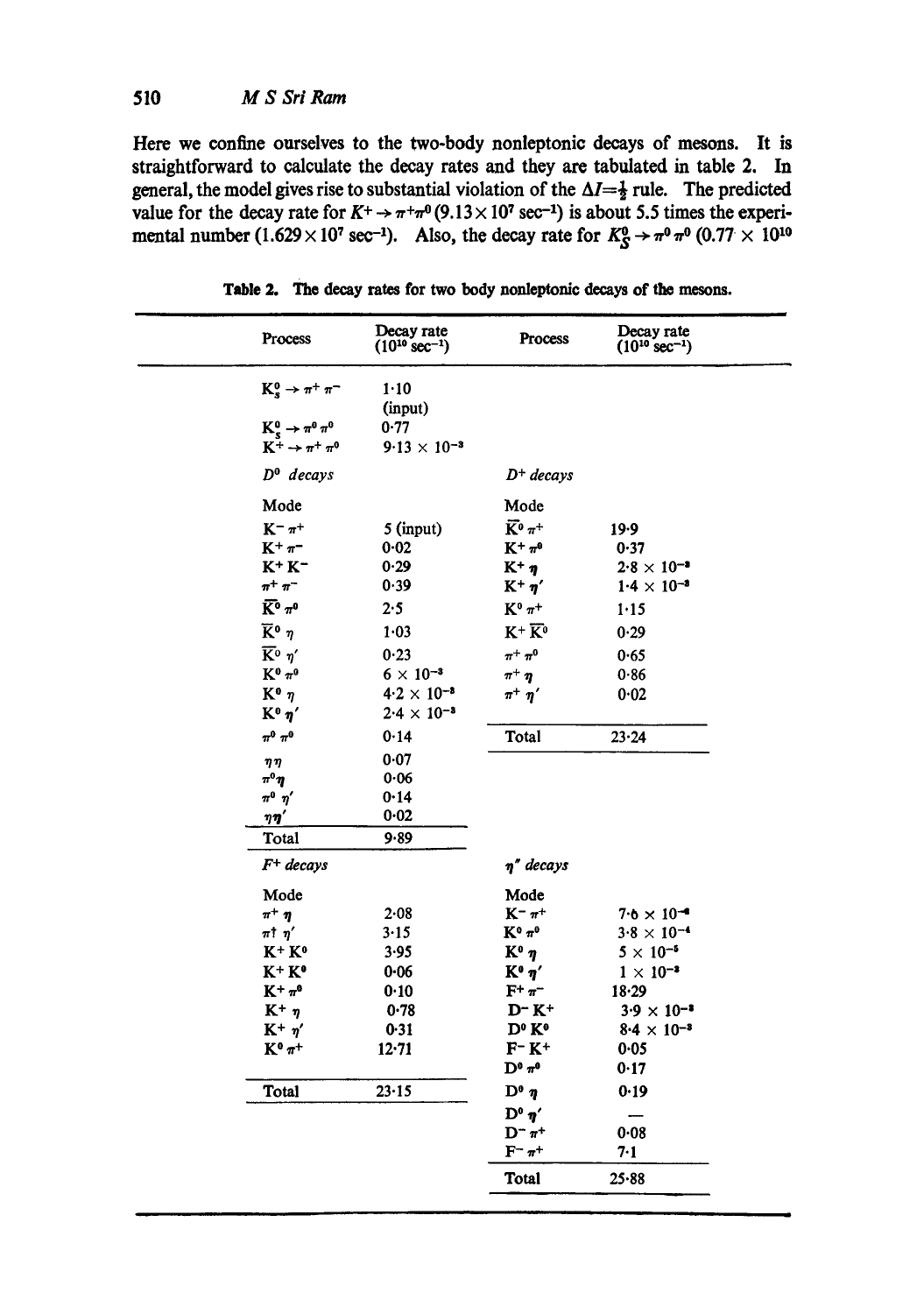Here we confine ourselves to the two-body nonleptonic decays of mesons. It is straightforward to calculate the decay rates and they are tabulated in table 2. In general, the model gives rise to substantial violation of the $\Delta I = \frac{1}{2}$ rule. The predicted value for the decay rate for $K^+ \to \pi^+\pi^0$ ($9.13 \times 10^7$ sec$^{-1}$) is about 5.5 times the experimental number ($1.629 \times 10^7$ sec$^{-1}$). Also, the decay rate for $K^0_S \to \pi^0\pi^0$ ($0.77 \times 10^{10}$

**Table 2.** The decay rates for two body nonleptonic decays of the mesons.

| Process | Decay rate ($10^{10}$ sec$^{-1}$) | Process | Decay rate ($10^{10}$ sec$^{-1}$) |
|---|---|---|---|
| $K^0_s \to \pi^+\pi^-$ | 1·10 (input) | | |
| $K^0_s \to \pi^0\pi^0$ | 0·77 | | |
| $K^+ \to \pi^+\pi^0$ | $9{\cdot}13 \times 10^{-3}$ | | |
| *$D^0$ decays* | | *$D^+$ decays* | |
| Mode | | Mode | |
| $K^-\pi^+$ | 5 (input) | $\bar{K}^0\pi^+$ | 19·9 |
| $K^+\pi^-$ | 0·02 | $K^+\pi^0$ | 0·37 |
| $K^+K^-$ | 0·29 | $K^+\eta$ | $2{\cdot}8 \times 10^{-3}$ |
| $\pi^+\pi^-$ | 0·39 | $K^+\eta'$ | $1{\cdot}4 \times 10^{-3}$ |
| $\bar{K}^0\pi^0$ | 2·5 | $K^0\pi^+$ | 1·15 |
| $\bar{K}^0\eta$ | 1·03 | $K^+\bar{K}^0$ | 0·29 |
| $\bar{K}^0\eta'$ | 0·23 | $\pi^+\pi^0$ | 0·65 |
| $K^0\pi^0$ | $6 \times 10^{-3}$ | $\pi^+\eta$ | 0·86 |
| $K^0\eta$ | $4{\cdot}2 \times 10^{-3}$ | $\pi^+\eta'$ | 0·02 |
| $K^0\eta'$ | $2{\cdot}4 \times 10^{-3}$ | | |
| $\pi^0\pi^0$ | 0·14 | Total | 23·24 |
| $\eta\eta$ | 0·07 | | |
| $\pi^0\eta$ | 0·06 | | |
| $\pi^0\eta'$ | 0·14 | | |
| $\eta\eta'$ | 0·02 | | |
| Total | 9·89 | | |
| *$F^+$ decays* | | *$\eta''$ decays* | |
| Mode | | Mode | |
| $\pi^+\eta$ | 2·08 | $K^-\pi^+$ | $7{\cdot}6 \times 10^{-4}$ |
| $\pi^+\eta'$ | 3·15 | $K^0\pi^0$ | $3{\cdot}8 \times 10^{-4}$ |
| $K^+K^0$ | 3·95 | $K^0\eta$ | $5 \times 10^{-5}$ |
| $K^+K^0$ | 0·06 | $K^0\eta'$ | $1 \times 10^{-3}$ |
| $K^+\pi^0$ | 0·10 | $F^+\pi^-$ | 18·29 |
| $K^+\eta$ | 0·78 | $D^-K^+$ | $3{\cdot}9 \times 10^{-3}$ |
| $K^+\eta'$ | 0·31 | $D^0K^0$ | $8{\cdot}4 \times 10^{-3}$ |
| $K^0\pi^+$ | 12·71 | $F^-K^+$ | 0·05 |
| | | $D^0\pi^0$ | 0·17 |
| Total | 23·15 | $D^0\eta$ | 0·19 |
| | | $D^0\eta'$ | — |
| | | $D^-\pi^+$ | 0·08 |
| | | $F^-\pi^+$ | 7·1 |
| | | Total | 25·88 |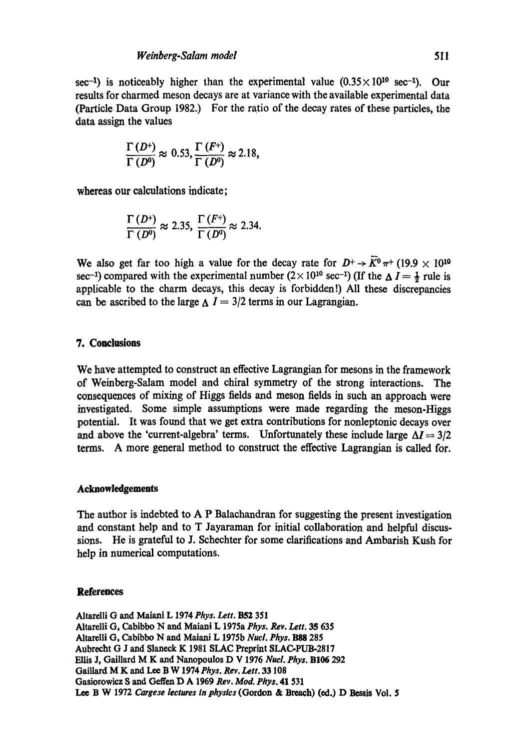sec$^{-1}$) is noticeably higher than the experimental value ($0.35\times 10^{10}$ sec$^{-1}$). Our results for charmed meson decays are at variance with the available experimental data (Particle Data Group 1982.) For the ratio of the decay rates of these particles, the data assign the values

$$\frac{\Gamma(D^+)}{\Gamma(D^0)}\approx 0.53, \frac{\Gamma(F^+)}{\Gamma(D^0)}\approx 2.18,$$

whereas our calculations indicate;

$$\frac{\Gamma(D^+)}{\Gamma(D^0)}\approx 2.35, \frac{\Gamma(F^+)}{\Gamma(D^0)}\approx 2.34.$$

We also get far too high a value for the decay rate for $D^+\rightarrow \bar{K}^0\pi^+$ ($19.9\times 10^{10}$ sec$^{-1}$) compared with the experimental number ($2\times 10^{10}$ sec$^{-1}$) (If the $\Delta I=\frac{1}{2}$ rule is applicable to the charm decays, this decay is forbidden!) All these discrepancies can be ascribed to the large $\Delta I = 3/2$ terms in our Lagrangian.

## 7. Conclusions

We have attempted to construct an effective Lagrangian for mesons in the framework of Weinberg-Salam model and chiral symmetry of the strong interactions. The consequences of mixing of Higgs fields and meson fields in such an approach were investigated. Some simple assumptions were made regarding the meson-Higgs potential. It was found that we get extra contributions for nonleptonic decays over and above the 'current-algebra' terms. Unfortunately these include large $\Delta I = 3/2$ terms. A more general method to construct the effective Lagrangian is called for.

## Acknowledgements

The author is indebted to A P Balachandran for suggesting the present investigation and constant help and to T Jayaraman for initial collaboration and helpful discussions. He is grateful to J. Schechter for some clarifications and Ambarish Kush for help in numerical computations.

## References

Altarelli G and Maiani L 1974 *Phys. Lett.* **B52** 351
Altarelli G, Cabibbo N and Maiani L 1975a *Phys. Rev. Lett.* **35** 635
Altarelli G, Cabibbo N and Maiani L 1975b *Nucl. Phys.* **B88** 285
Aubrecht G J and Slaneck K 1981 SLAC Preprint SLAC-PUB-2817
Ellis J, Gaillard M K and Nanopoulos D V 1976 *Nucl. Phys.* **B106** 292
Gaillard M K and Lee B W 1974 *Phys. Rev. Lett.* **33** 108
Gasiorowicz S and Geffen D A 1969 *Rev. Mod. Phys.* **41** 531
Lee B W 1972 *Cargese lectures in physics* (Gordon & Breach) (ed.) D Bessis Vol. 5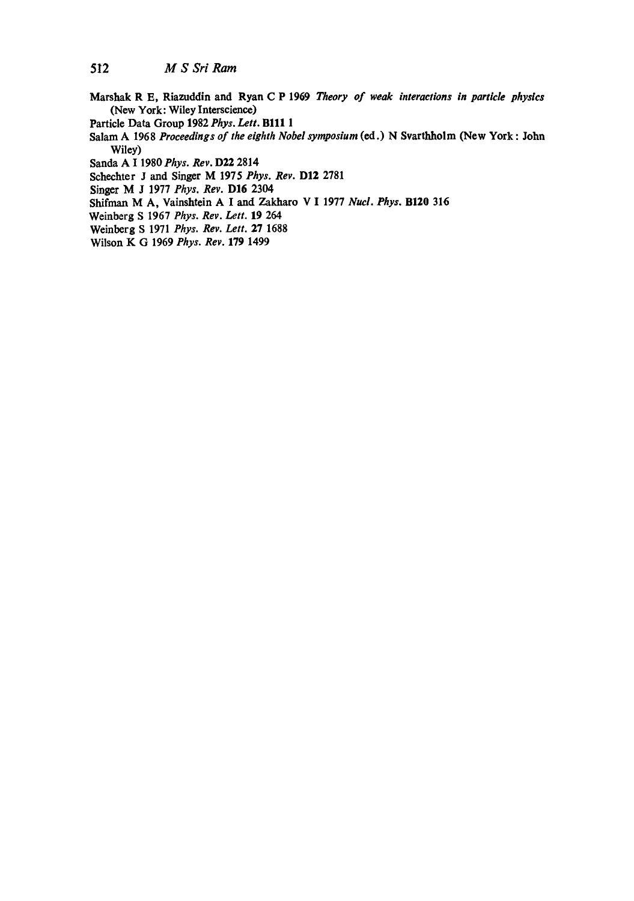Marshak R E, Riazuddin and Ryan C P 1969 *Theory of weak interactions in particle physics* (New York: Wiley Interscience)

Particle Data Group 1982 *Phys. Lett.* **B111** 1

Salam A 1968 *Proceedings of the eighth Nobel symposium* (ed.) N Svarthholm (New York: John Wiley)

Sanda A I 1980 *Phys. Rev.* **D22** 2814

Schechter J and Singer M 1975 *Phys. Rev.* **D12** 2781

Singer M J 1977 *Phys. Rev.* **D16** 2304

Shifman M A, Vainshtein A I and Zakharo V I 1977 *Nucl. Phys.* **B120** 316

Weinberg S 1967 *Phys. Rev. Lett.* **19** 264

Weinberg S 1971 *Phys. Rev. Lett.* **27** 1688

Wilson K G 1969 *Phys. Rev.* **179** 1499